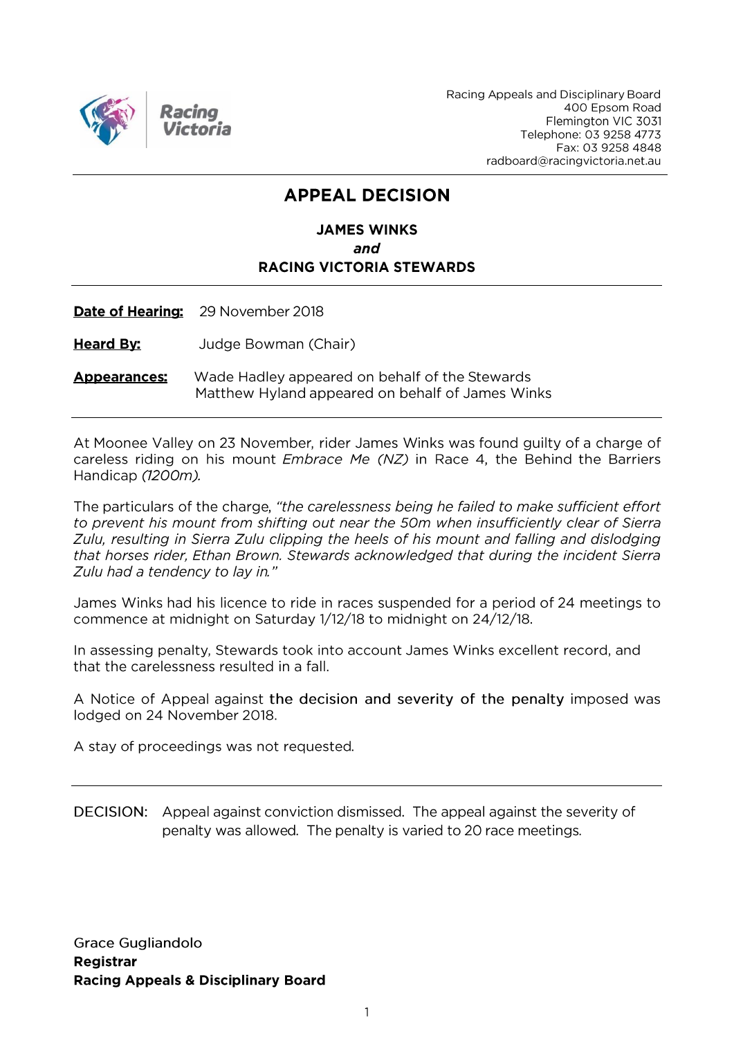Racing Appeals and Disciplinary Board
400 Epsom Road
Flemington VIC 3031
Telephone: 03 9258 4773
Fax: 03 9258 4848
radboard@racingvictoria.net.au

# APPEAL DECISION

**JAMES WINKS**
***and***
**RACING VICTORIA STEWARDS**

**Date of Hearing:** 29 November 2018

**Heard By:** Judge Bowman (Chair)

**Appearances:** Wade Hadley appeared on behalf of the Stewards
Matthew Hyland appeared on behalf of James Winks

---

At Moonee Valley on 23 November, rider James Winks was found guilty of a charge of careless riding on his mount *Embrace Me (NZ)* in Race 4, the Behind the Barriers Handicap *(1200m).*

The particulars of the charge, *"the carelessness being he failed to make sufficient effort to prevent his mount from shifting out near the 50m when insufficiently clear of Sierra Zulu, resulting in Sierra Zulu clipping the heels of his mount and falling and dislodging that horses rider, Ethan Brown. Stewards acknowledged that during the incident Sierra Zulu had a tendency to lay in."*

James Winks had his licence to ride in races suspended for a period of 24 meetings to commence at midnight on Saturday 1/12/18 to midnight on 24/12/18.

In assessing penalty, Stewards took into account James Winks excellent record, and that the carelessness resulted in a fall.

A Notice of Appeal against the decision and severity of the penalty imposed was lodged on 24 November 2018.

A stay of proceedings was not requested.

---

DECISION: Appeal against conviction dismissed. The appeal against the severity of penalty was allowed. The penalty is varied to 20 race meetings.

Grace Gugliandolo
**Registrar**
**Racing Appeals & Disciplinary Board**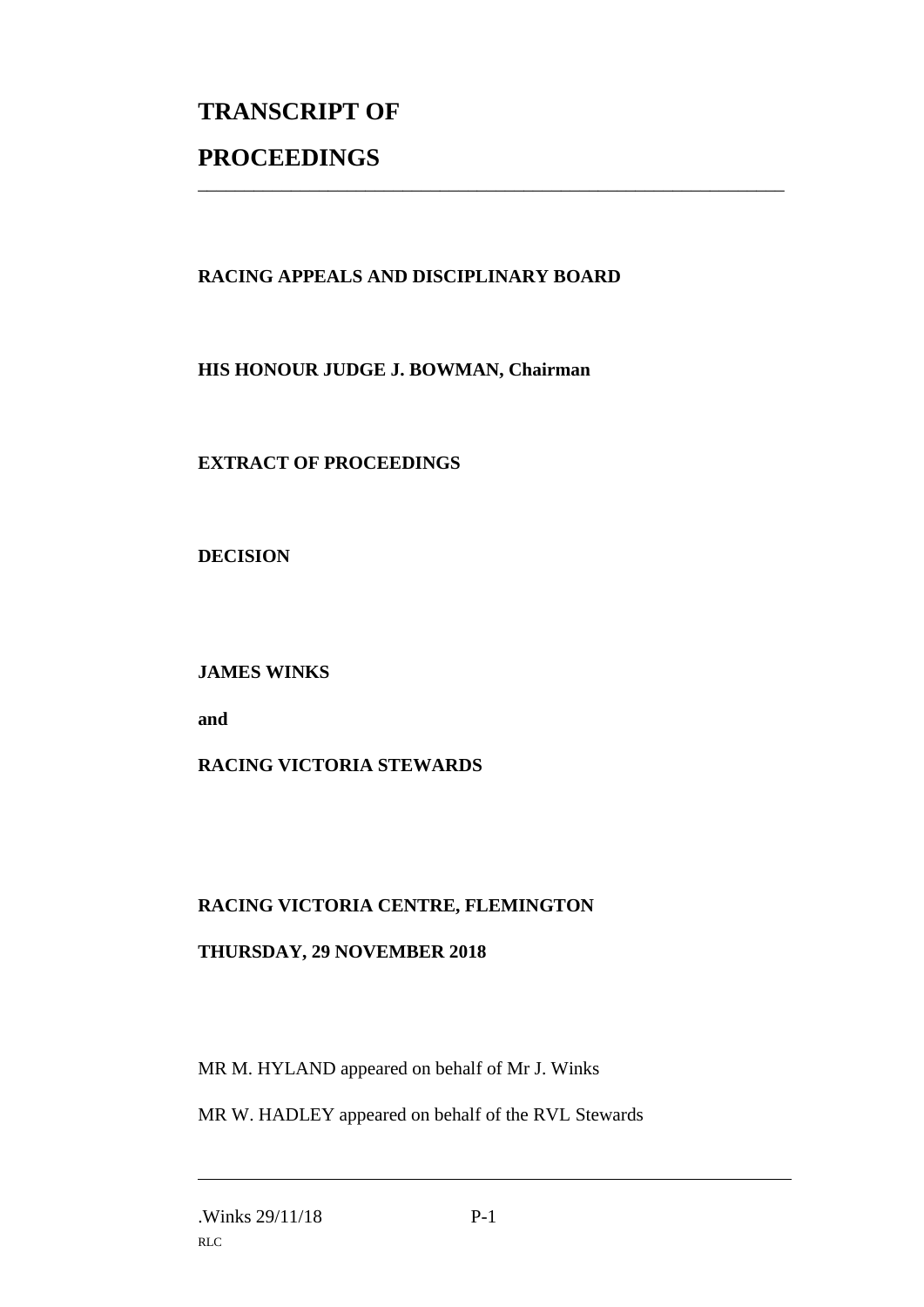# TRANSCRIPT OF PROCEEDINGS

---

**RACING APPEALS AND DISCIPLINARY BOARD**

**HIS HONOUR JUDGE J. BOWMAN, Chairman**

**EXTRACT OF PROCEEDINGS**

**DECISION**

**JAMES WINKS**

**and**

**RACING VICTORIA STEWARDS**

**RACING VICTORIA CENTRE, FLEMINGTON**

**THURSDAY, 29 NOVEMBER 2018**

MR M. HYLAND appeared on behalf of Mr J. Winks

MR W. HADLEY appeared on behalf of the RVL Stewards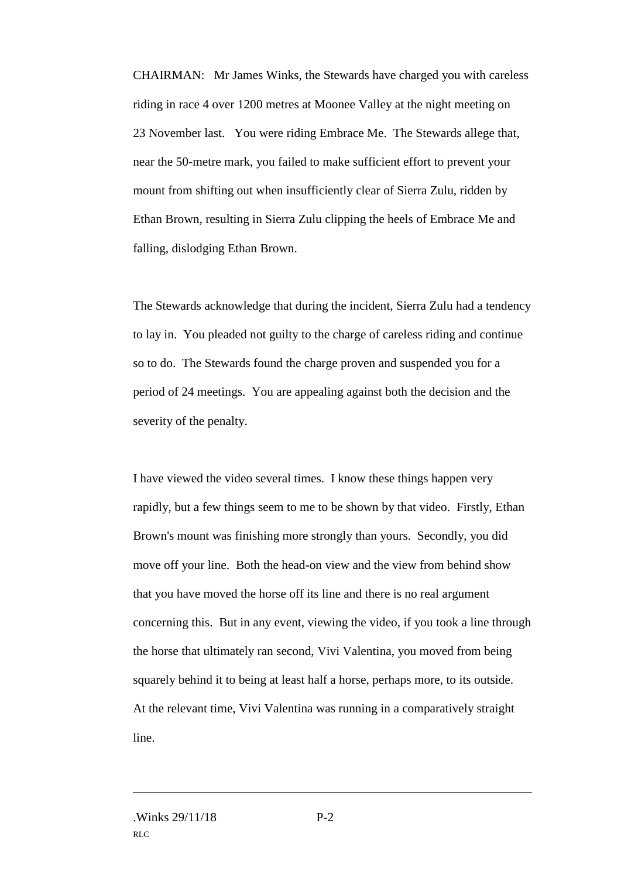CHAIRMAN: Mr James Winks, the Stewards have charged you with careless riding in race 4 over 1200 metres at Moonee Valley at the night meeting on 23 November last. You were riding Embrace Me. The Stewards allege that, near the 50-metre mark, you failed to make sufficient effort to prevent your mount from shifting out when insufficiently clear of Sierra Zulu, ridden by Ethan Brown, resulting in Sierra Zulu clipping the heels of Embrace Me and falling, dislodging Ethan Brown.

The Stewards acknowledge that during the incident, Sierra Zulu had a tendency to lay in. You pleaded not guilty to the charge of careless riding and continue so to do. The Stewards found the charge proven and suspended you for a period of 24 meetings. You are appealing against both the decision and the severity of the penalty.

I have viewed the video several times. I know these things happen very rapidly, but a few things seem to me to be shown by that video. Firstly, Ethan Brown's mount was finishing more strongly than yours. Secondly, you did move off your line. Both the head-on view and the view from behind show that you have moved the horse off its line and there is no real argument concerning this. But in any event, viewing the video, if you took a line through the horse that ultimately ran second, Vivi Valentina, you moved from being squarely behind it to being at least half a horse, perhaps more, to its outside. At the relevant time, Vivi Valentina was running in a comparatively straight line.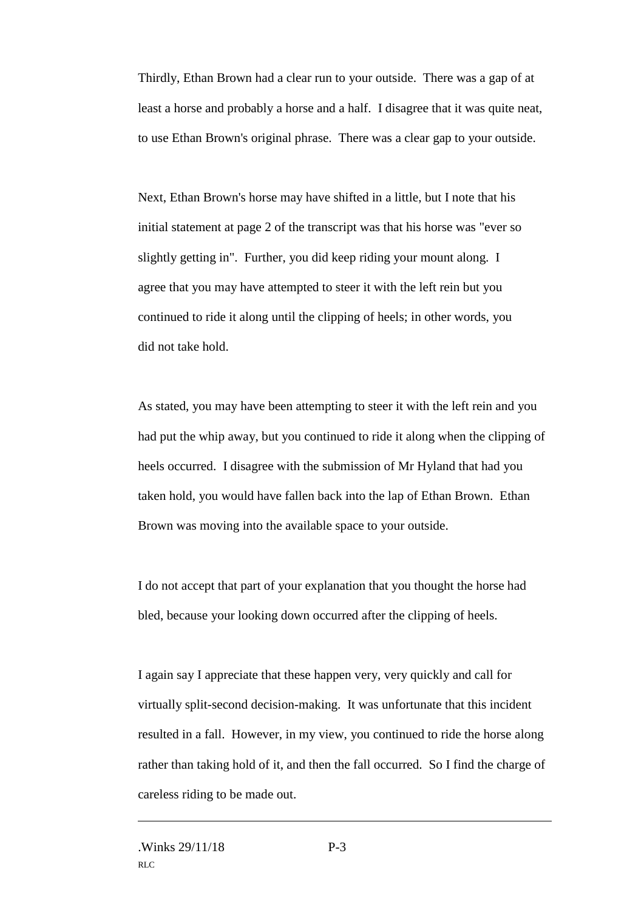Thirdly, Ethan Brown had a clear run to your outside. There was a gap of at least a horse and probably a horse and a half. I disagree that it was quite neat, to use Ethan Brown's original phrase. There was a clear gap to your outside.

Next, Ethan Brown's horse may have shifted in a little, but I note that his initial statement at page 2 of the transcript was that his horse was "ever so slightly getting in". Further, you did keep riding your mount along. I agree that you may have attempted to steer it with the left rein but you continued to ride it along until the clipping of heels; in other words, you did not take hold.

As stated, you may have been attempting to steer it with the left rein and you had put the whip away, but you continued to ride it along when the clipping of heels occurred. I disagree with the submission of Mr Hyland that had you taken hold, you would have fallen back into the lap of Ethan Brown. Ethan Brown was moving into the available space to your outside.

I do not accept that part of your explanation that you thought the horse had bled, because your looking down occurred after the clipping of heels.

I again say I appreciate that these happen very, very quickly and call for virtually split-second decision-making. It was unfortunate that this incident resulted in a fall. However, in my view, you continued to ride the horse along rather than taking hold of it, and then the fall occurred. So I find the charge of careless riding to be made out.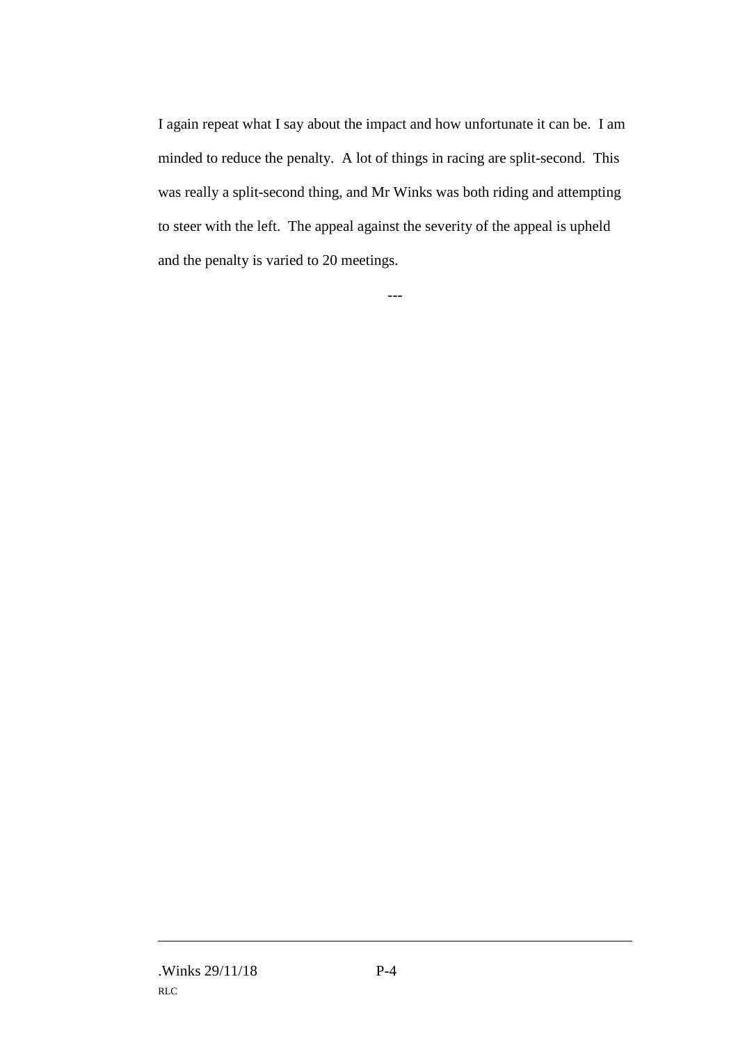I again repeat what I say about the impact and how unfortunate it can be. I am minded to reduce the penalty. A lot of things in racing are split-second. This was really a split-second thing, and Mr Winks was both riding and attempting to steer with the left. The appeal against the severity of the appeal is upheld and the penalty is varied to 20 meetings.

---